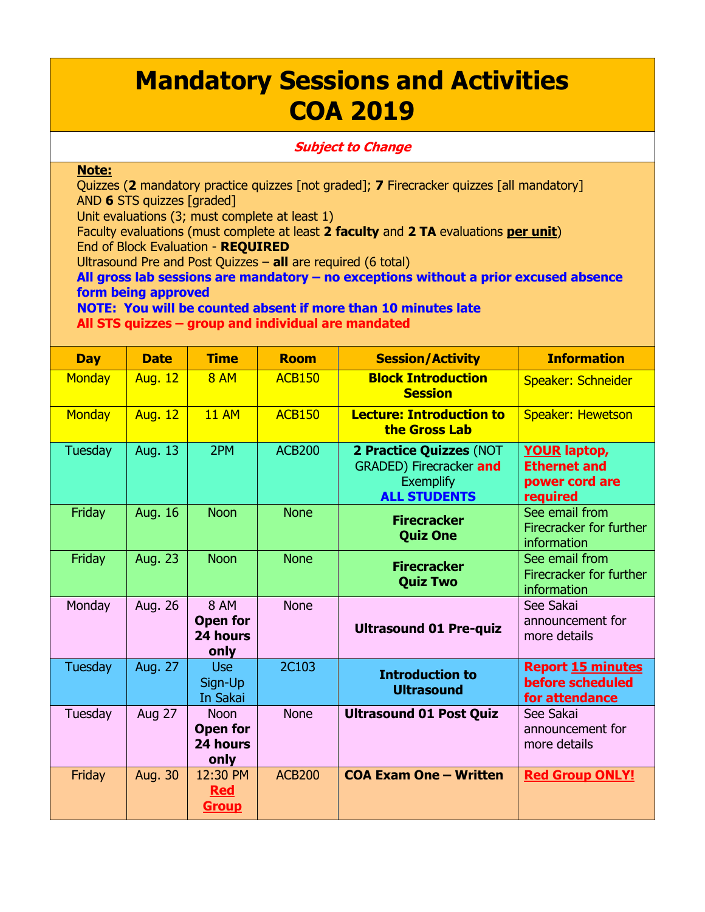# Mandatory Sessions and Activities COA 2019

***Subject to Change***

**Note:**

Quizzes (**2** mandatory practice quizzes [not graded]; **7** Firecracker quizzes [all mandatory] AND **6** STS quizzes [graded]

Unit evaluations (3; must complete at least 1)

Faculty evaluations (must complete at least **2 faculty** and **2 TA** evaluations **per unit**)

End of Block Evaluation - **REQUIRED**

Ultrasound Pre and Post Quizzes – **all** are required (6 total)

**All gross lab sessions are mandatory – no exceptions without a prior excused absence form being approved**

**NOTE: You will be counted absent if more than 10 minutes late**

**All STS quizzes – group and individual are mandated**

| Day | Date | Time | Room | Session/Activity | Information |
|---|---|---|---|---|---|
| Monday | Aug. 12 | 8 AM | ACB150 | **Block Introduction Session** | Speaker: Schneider |
| Monday | Aug. 12 | 11 AM | ACB150 | **Lecture: Introduction to the Gross Lab** | Speaker: Hewetson |
| Tuesday | Aug. 13 | 2PM | ACB200 | **2 Practice Quizzes** (NOT GRADED) Firecracker **and** Exemplify **ALL STUDENTS** | **YOUR laptop, Ethernet and power cord are required** |
| Friday | Aug. 16 | Noon | None | **Firecracker Quiz One** | See email from Firecracker for further information |
| Friday | Aug. 23 | Noon | None | **Firecracker Quiz Two** | See email from Firecracker for further information |
| Monday | Aug. 26 | 8 AM **Open for 24 hours only** | None | **Ultrasound 01 Pre-quiz** | See Sakai announcement for more details |
| Tuesday | Aug. 27 | Use Sign-Up In Sakai | 2C103 | **Introduction to Ultrasound** | **Report 15 minutes before scheduled for attendance** |
| Tuesday | Aug 27 | Noon **Open for 24 hours only** | None | **Ultrasound 01 Post Quiz** | See Sakai announcement for more details |
| Friday | Aug. 30 | 12:30 PM **Red Group** | ACB200 | **COA Exam One – Written** | **Red Group ONLY!** |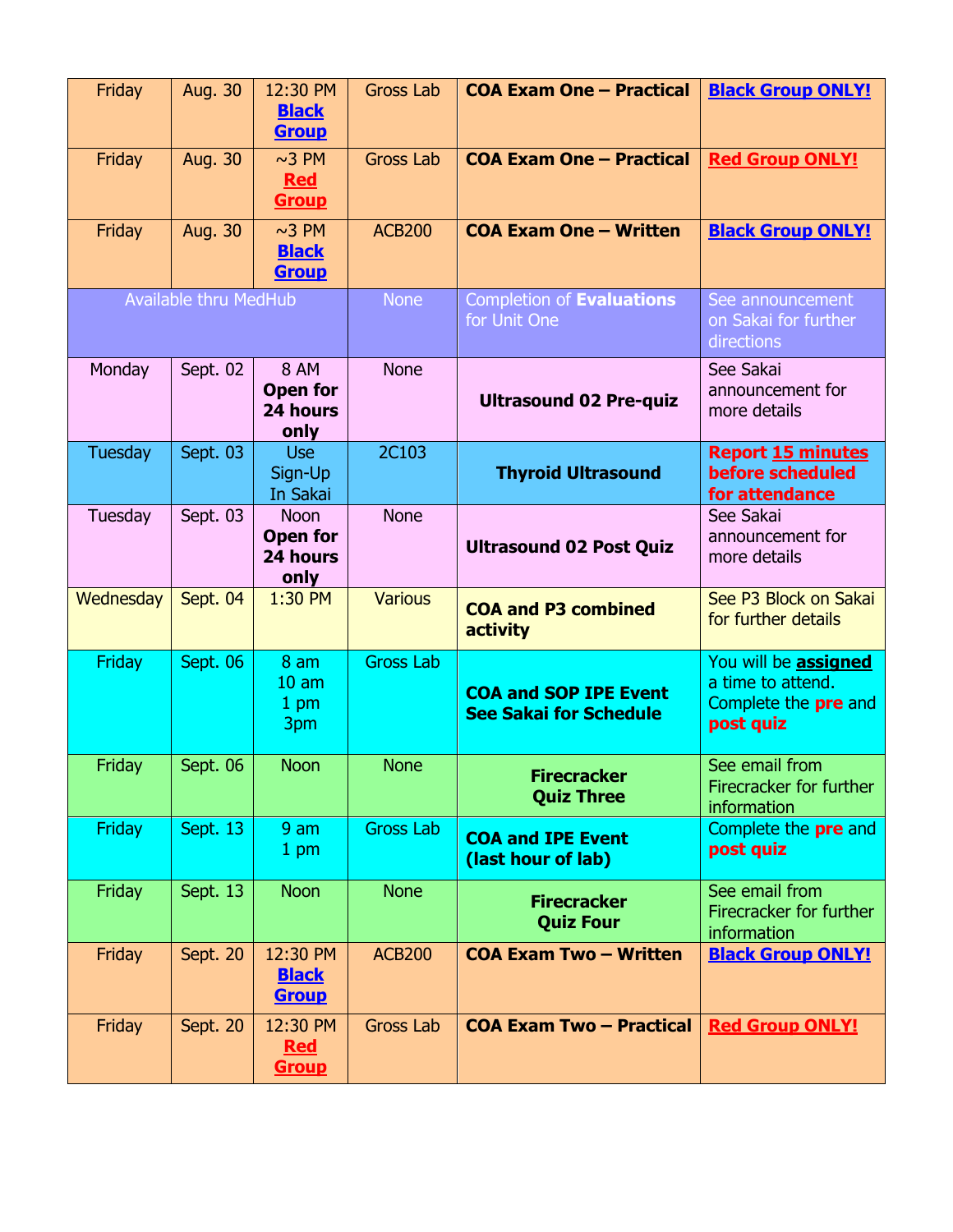| Friday | Aug. 30 | 12:30 PM **Black Group** | Gross Lab | **COA Exam One – Practical** | **Black Group ONLY!** |
|---|---|---|---|---|---|
| Friday | Aug. 30 | ~3 PM **Red Group** | Gross Lab | **COA Exam One – Practical** | **Red Group ONLY!** |
| Friday | Aug. 30 | ~3 PM **Black Group** | ACB200 | **COA Exam One – Written** | **Black Group ONLY!** |
| Available thru MedHub | | | None | Completion of **Evaluations** for Unit One | See announcement on Sakai for further directions |
| Monday | Sept. 02 | 8 AM **Open for 24 hours only** | None | **Ultrasound 02 Pre-quiz** | See Sakai announcement for more details |
| Tuesday | Sept. 03 | Use Sign-Up In Sakai | 2C103 | **Thyroid Ultrasound** | **Report 15 minutes before scheduled for attendance** |
| Tuesday | Sept. 03 | Noon **Open for 24 hours only** | None | **Ultrasound 02 Post Quiz** | See Sakai announcement for more details |
| Wednesday | Sept. 04 | 1:30 PM | Various | **COA and P3 combined activity** | See P3 Block on Sakai for further details |
| Friday | Sept. 06 | 8 am 10 am 1 pm 3pm | Gross Lab | **COA and SOP IPE Event See Sakai for Schedule** | You will be **assigned** a time to attend. Complete the **pre** and **post quiz** |
| Friday | Sept. 06 | Noon | None | **Firecracker Quiz Three** | See email from Firecracker for further information |
| Friday | Sept. 13 | 9 am 1 pm | Gross Lab | **COA and IPE Event (last hour of lab)** | Complete the **pre** and **post quiz** |
| Friday | Sept. 13 | Noon | None | **Firecracker Quiz Four** | See email from Firecracker for further information |
| Friday | Sept. 20 | 12:30 PM **Black Group** | ACB200 | **COA Exam Two – Written** | **Black Group ONLY!** |
| Friday | Sept. 20 | 12:30 PM **Red Group** | Gross Lab | **COA Exam Two – Practical** | **Red Group ONLY!** |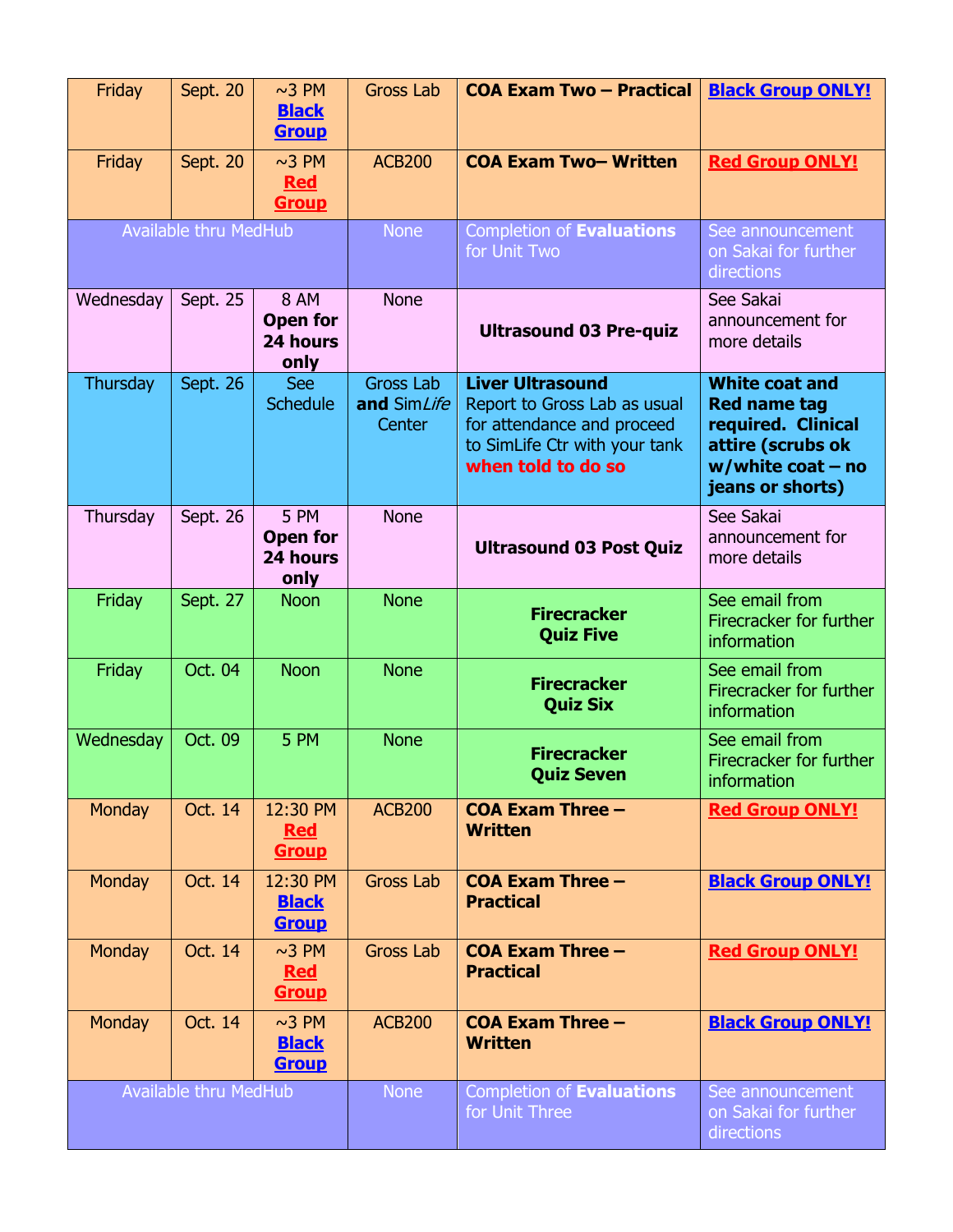| Day | Date | Time | Location | Event | Notes |
|---|---|---|---|---|---|
| Friday | Sept. 20 | ~3 PM **Black Group** | Gross Lab | **COA Exam Two – Practical** | **Black Group ONLY!** |
| Friday | Sept. 20 | ~3 PM **Red Group** | ACB200 | **COA Exam Two– Written** | **Red Group ONLY!** |
| Available thru MedHub | | | None | Completion of **Evaluations** for Unit Two | See announcement on Sakai for further directions |
| Wednesday | Sept. 25 | 8 AM **Open for 24 hours only** | None | **Ultrasound 03 Pre-quiz** | See Sakai announcement for more details |
| Thursday | Sept. 26 | See Schedule | Gross Lab **and** Sim*Life* Center | **Liver Ultrasound** Report to Gross Lab as usual for attendance and proceed to SimLife Ctr with your tank **when told to do so** | **White coat and Red name tag required. Clinical attire (scrubs ok w/white coat – no jeans or shorts)** |
| Thursday | Sept. 26 | 5 PM **Open for 24 hours only** | None | **Ultrasound 03 Post Quiz** | See Sakai announcement for more details |
| Friday | Sept. 27 | Noon | None | **Firecracker Quiz Five** | See email from Firecracker for further information |
| Friday | Oct. 04 | Noon | None | **Firecracker Quiz Six** | See email from Firecracker for further information |
| Wednesday | Oct. 09 | 5 PM | None | **Firecracker Quiz Seven** | See email from Firecracker for further information |
| Monday | Oct. 14 | 12:30 PM **Red Group** | ACB200 | **COA Exam Three – Written** | **Red Group ONLY!** |
| Monday | Oct. 14 | 12:30 PM **Black Group** | Gross Lab | **COA Exam Three – Practical** | **Black Group ONLY!** |
| Monday | Oct. 14 | ~3 PM **Red Group** | Gross Lab | **COA Exam Three – Practical** | **Red Group ONLY!** |
| Monday | Oct. 14 | ~3 PM **Black Group** | ACB200 | **COA Exam Three – Written** | **Black Group ONLY!** |
| Available thru MedHub | | | None | Completion of **Evaluations** for Unit Three | See announcement on Sakai for further directions |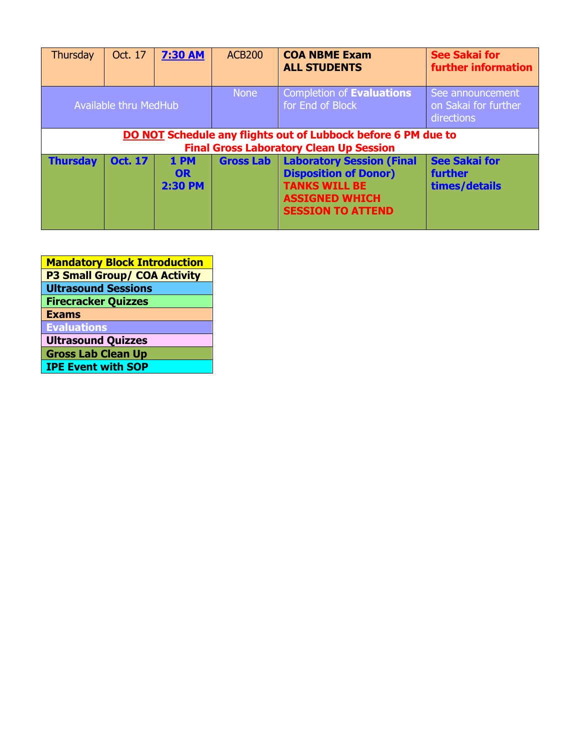| | | | | | |
|---|---|---|---|---|---|
| Thursday | Oct. 17 | 7:30 AM | ACB200 | **COA NBME Exam ALL STUDENTS** | **See Sakai for further information** |
| Available thru MedHub | | | None | Completion of **Evaluations** for End of Block | See announcement on Sakai for further directions |
| **DO NOT Schedule any flights out of Lubbock before 6 PM due to Final Gross Laboratory Clean Up Session** | | | | | |
| **Thursday** | **Oct. 17** | **1 PM OR 2:30 PM** | **Gross Lab** | **Laboratory Session (Final Disposition of Donor) TANKS WILL BE ASSIGNED WHICH SESSION TO ATTEND** | **See Sakai for further times/details** |

| |
|---|
| **Mandatory Block Introduction** |
| **P3 Small Group/ COA Activity** |
| **Ultrasound Sessions** |
| **Firecracker Quizzes** |
| **Exams** |
| **Evaluations** |
| **Ultrasound Quizzes** |
| **Gross Lab Clean Up** |
| **IPE Event with SOP** |